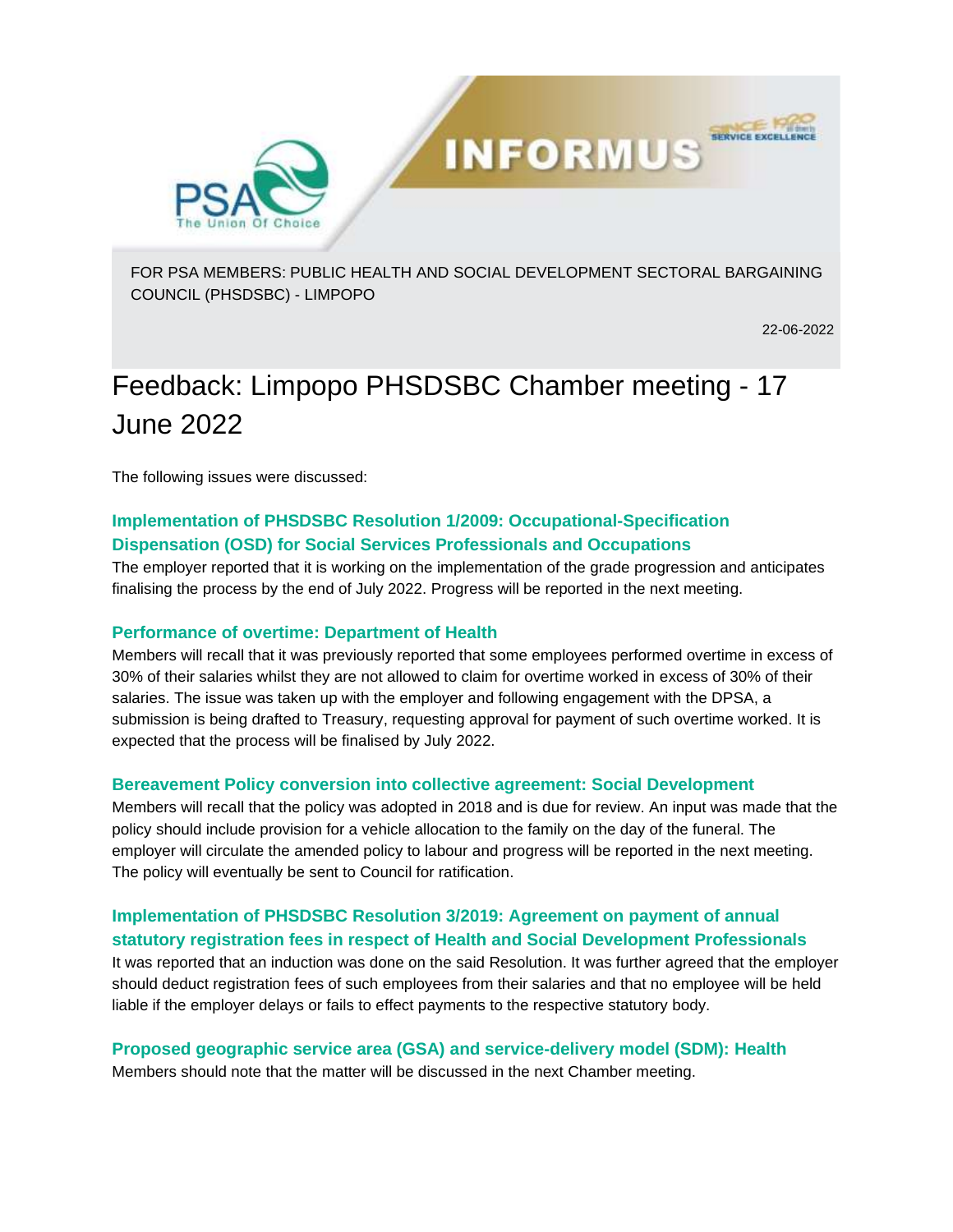FOR PSA MEMBERS: PUBLIC HEALTH AND SOCIAL DEVELOPMENT SECTORAL BARGAINING COUNCIL (PHSDSBC) - LIMPOPO

22-06-2022

# Feedback: Limpopo PHSDSBC Chamber meeting - 17 June 2022

The following issues were discussed:

### Implementation of PHSDSBC Resolution 1/2009: Occupational-Specification Dispensation (OSD) for Social Services Professionals and Occupations

The employer reported that it is working on the implementation of the grade progression and anticipates finalising the process by the end of July 2022. Progress will be reported in the next meeting.

### Performance of overtime: Department of Health

Members will recall that it was previously reported that some employees performed overtime in excess of 30% of their salaries whilst they are not allowed to claim for overtime worked in excess of 30% of their salaries. The issue was taken up with the employer and following engagement with the DPSA, a submission is being drafted to Treasury, requesting approval for payment of such overtime worked. It is expected that the process will be finalised by July 2022.

### Bereavement Policy conversion into collective agreement: Social Development

Members will recall that the policy was adopted in 2018 and is due for review. An input was made that the policy should include provision for a vehicle allocation to the family on the day of the funeral. The employer will circulate the amended policy to labour and progress will be reported in the next meeting. The policy will eventually be sent to Council for ratification.

### Implementation of PHSDSBC Resolution 3/2019: Agreement on payment of annual statutory registration fees in respect of Health and Social Development Professionals

It was reported that an induction was done on the said Resolution. It was further agreed that the employer should deduct registration fees of such employees from their salaries and that no employee will be held liable if the employer delays or fails to effect payments to the respective statutory body.

### Proposed geographic service area (GSA) and service-delivery model (SDM): Health

Members should note that the matter will be discussed in the next Chamber meeting.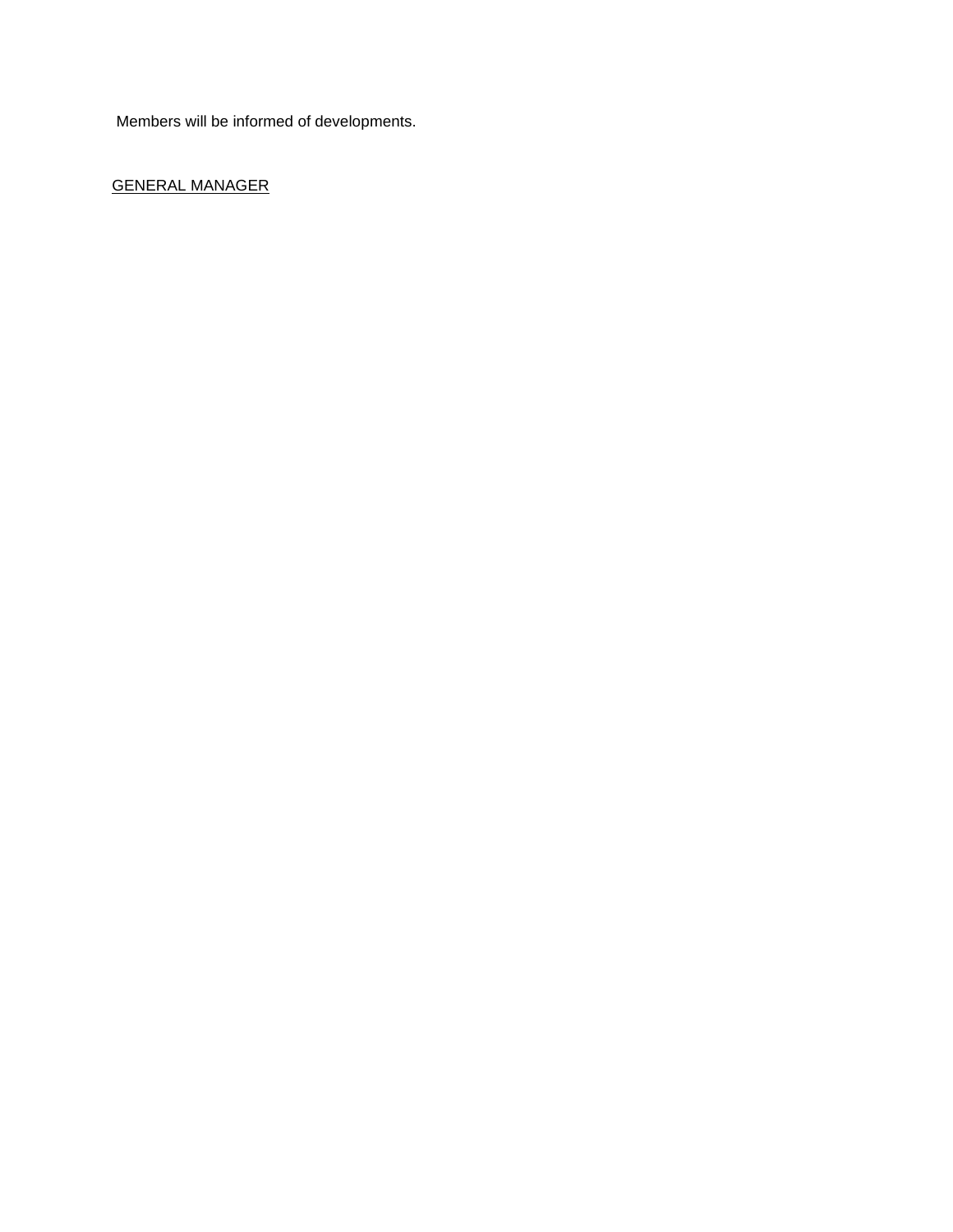Members will be informed of developments.

<u>GENERAL MANAGER</u>